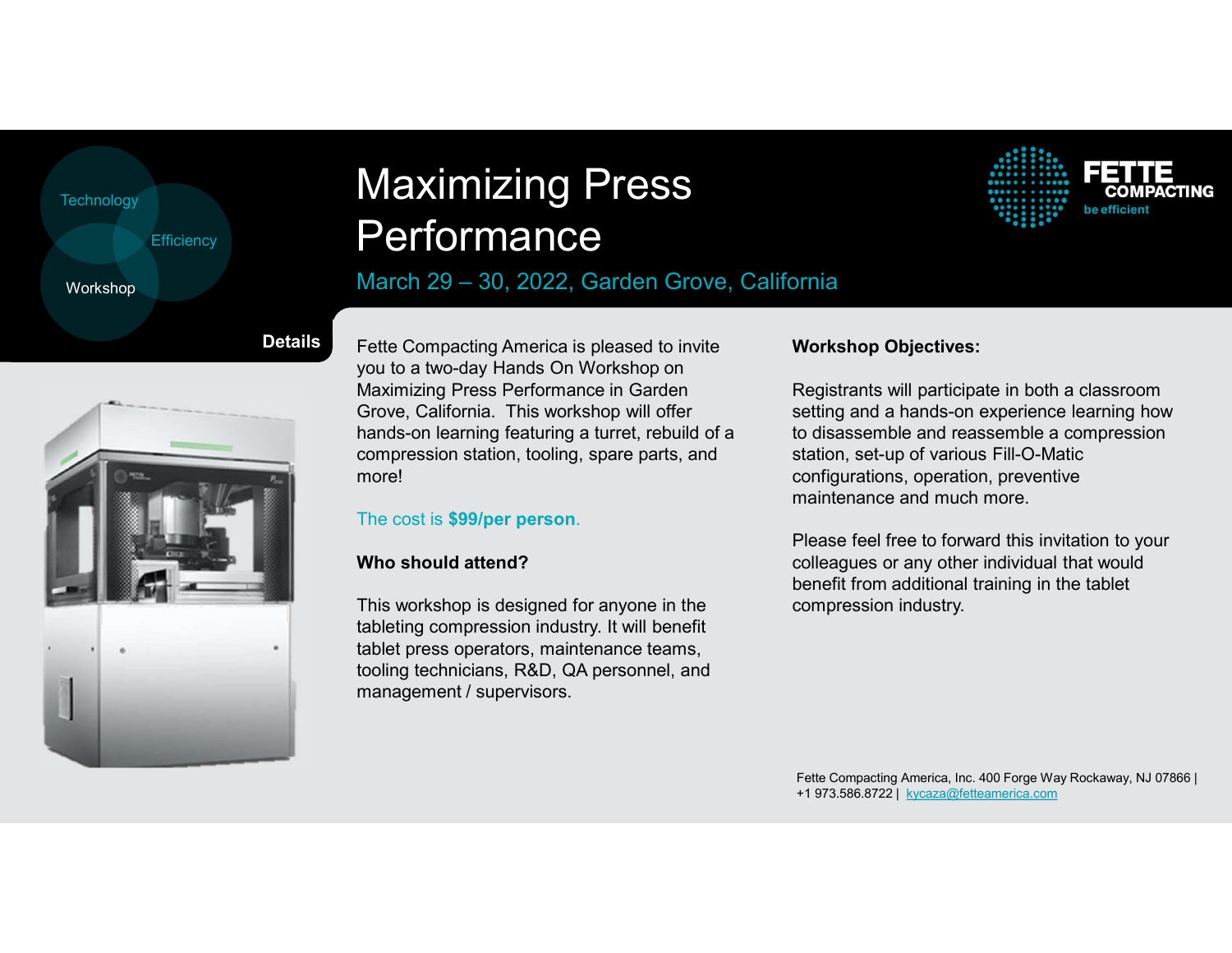Technology

Efficiency

Workshop

# Maximizing Press Performance

## March 29 – 30, 2022, Garden Grove, California

FETTE COMPACTING
be efficient

**Details**

Fette Compacting America is pleased to invite you to a two-day Hands On Workshop on Maximizing Press Performance in Garden Grove, California. This workshop will offer hands-on learning featuring a turret, rebuild of a compression station, tooling, spare parts, and more!

The cost is **$99/per person**.

**Who should attend?**

This workshop is designed for anyone in the tableting compression industry. It will benefit tablet press operators, maintenance teams, tooling technicians, R&D, QA personnel, and management / supervisors.

**Workshop Objectives:**

Registrants will participate in both a classroom setting and a hands-on experience learning how to disassemble and reassemble a compression station, set-up of various Fill-O-Matic configurations, operation, preventive maintenance and much more.

Please feel free to forward this invitation to your colleagues or any other individual that would benefit from additional training in the tablet compression industry.

Fette Compacting America, Inc. 400 Forge Way Rockaway, NJ 07866 | +1 973.586.8722 | kycaza@fetteamerica.com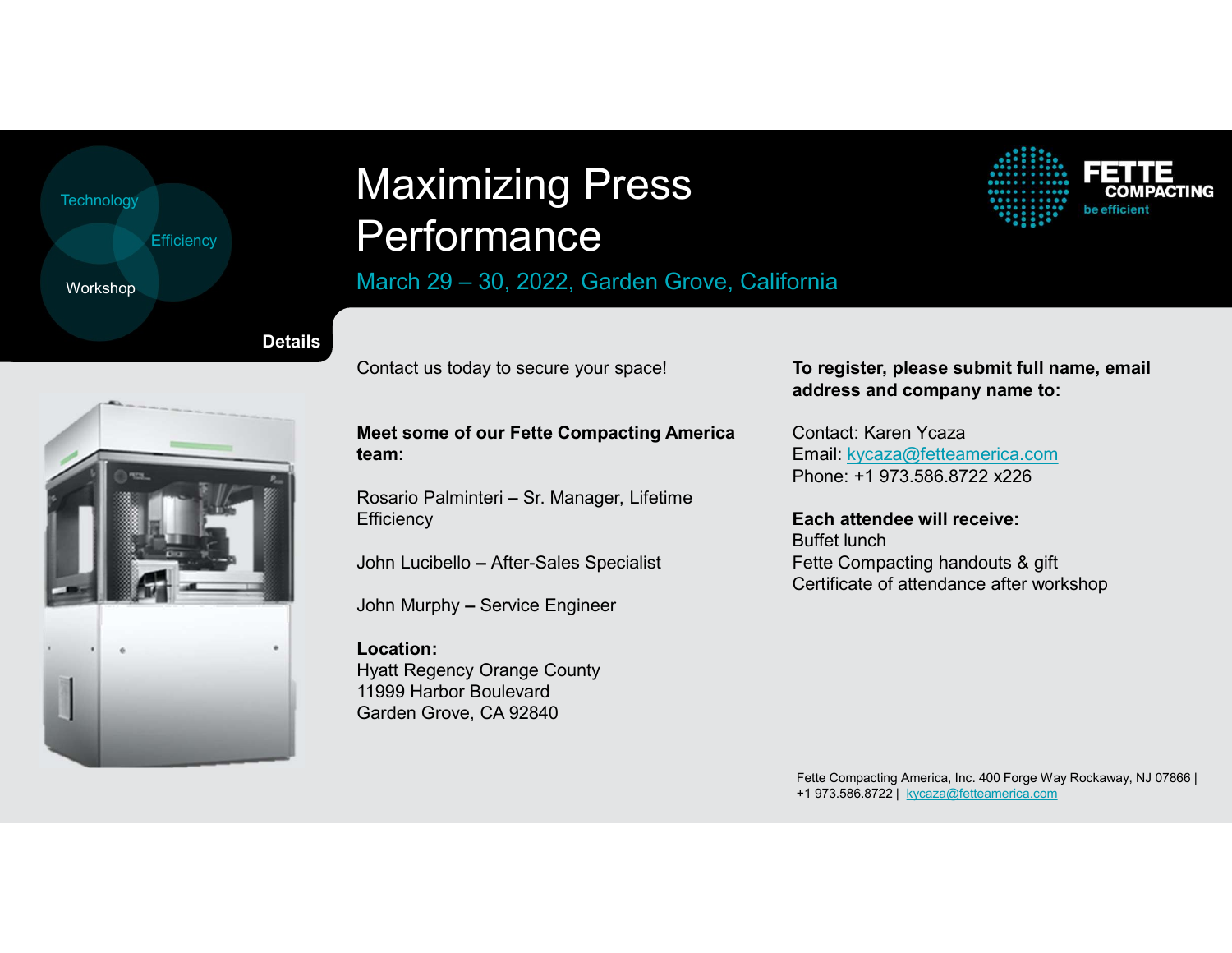Technology

Efficiency

Workshop

# Maximizing Press Performance

March 29 – 30, 2022, Garden Grove, California

FETTE COMPACTING
be efficient

**Details**

Contact us today to secure your space!

**Meet some of our Fette Compacting America team:**

Rosario Palminteri **–** Sr. Manager, Lifetime Efficiency

John Lucibello **–** After-Sales Specialist

John Murphy **–** Service Engineer

**Location:**
Hyatt Regency Orange County
11999 Harbor Boulevard
Garden Grove, CA 92840

**To register, please submit full name, email address and company name to:**

Contact: Karen Ycaza
Email: kycaza@fetteamerica.com
Phone: +1 973.586.8722 x226

**Each attendee will receive:**
Buffet lunch
Fette Compacting handouts & gift
Certificate of attendance after workshop

Fette Compacting America, Inc. 400 Forge Way Rockaway, NJ 07866 | +1 973.586.8722 | kycaza@fetteamerica.com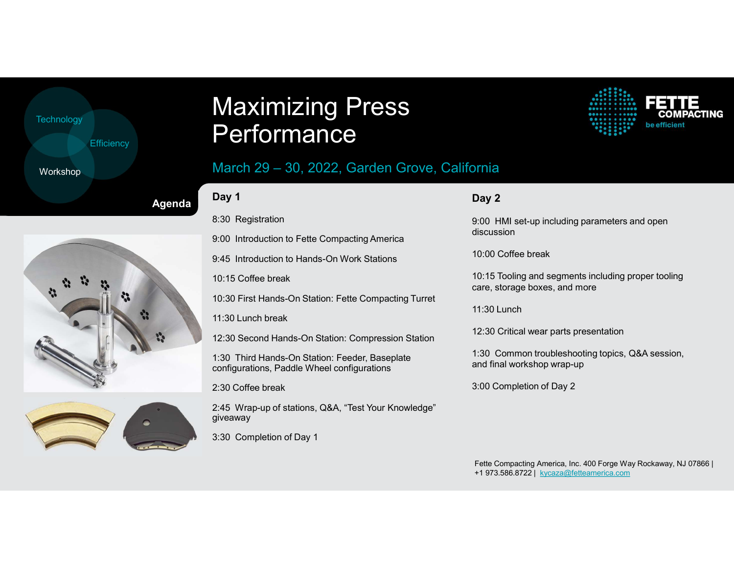Technology

Efficiency

Workshop

# Maximizing Press Performance

FETTE COMPACTING
be efficient

## March 29 – 30, 2022, Garden Grove, California

**Agenda**

### Day 1

8:30 Registration

9:00 Introduction to Fette Compacting America

9:45 Introduction to Hands-On Work Stations

10:15 Coffee break

10:30 First Hands-On Station: Fette Compacting Turret

11:30 Lunch break

12:30 Second Hands-On Station: Compression Station

1:30 Third Hands-On Station: Feeder, Baseplate configurations, Paddle Wheel configurations

2:30 Coffee break

2:45 Wrap-up of stations, Q&A, "Test Your Knowledge" giveaway

3:30 Completion of Day 1

### Day 2

9:00 HMI set-up including parameters and open discussion

10:00 Coffee break

10:15 Tooling and segments including proper tooling care, storage boxes, and more

11:30 Lunch

12:30 Critical wear parts presentation

1:30 Common troubleshooting topics, Q&A session, and final workshop wrap-up

3:00 Completion of Day 2

Fette Compacting America, Inc. 400 Forge Way Rockaway, NJ 07866 | +1 973.586.8722 | kycaza@fetteamerica.com